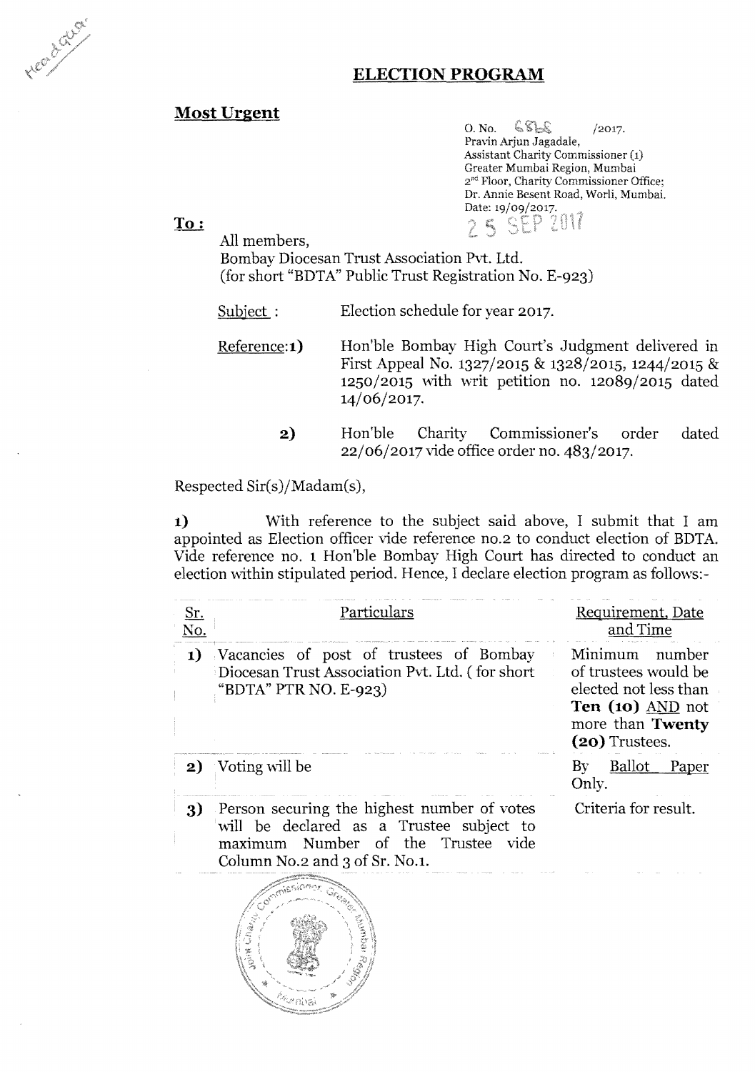Head Quar

## ELECTION PROGRAM

**Most Urgent**

O. No. 6868 /2017.
Pravin Arjun Jagadale,
Assistant Charity Commissioner (1)
Greater Mumbai Region, Mumbai
2nd Floor, Charity Commissioner Office;
Dr. Annie Besent Road, Worli, Mumbai.
Date: 19/09/2017.

25 SEP 2017

**To :**

All members,
Bombay Diocesan Trust Association Pvt. Ltd.
(for short "BDTA" Public Trust Registration No. E-923)

Subject : Election schedule for year 2017.

Reference: **1)** Hon'ble Bombay High Court's Judgment delivered in First Appeal No. 1327/2015 & 1328/2015, 1244/2015 & 1250/2015 with writ petition no. 12089/2015 dated 14/06/2017.

**2)** Hon'ble Charity Commissioner's order dated 22/06/2017 vide office order no. 483/2017.

Respected Sir(s)/Madam(s),

**1)** With reference to the subject said above, I submit that I am appointed as Election officer vide reference no.2 to conduct election of BDTA. Vide reference no. 1 Hon'ble Bombay High Court has directed to conduct an election within stipulated period. Hence, I declare election program as follows:-

| Sr. No. | Particulars | Requirement, Date and Time |
|---|---|---|
| **1)** | Vacancies of post of trustees of Bombay Diocesan Trust Association Pvt. Ltd. ( for short "BDTA" PTR NO. E-923) | Minimum number of trustees would be elected not less than **Ten (10)** AND not more than **Twenty (20)** Trustees. |
| **2)** | Voting will be | By Ballot Paper Only. |
| **3)** | Person securing the highest number of votes will be declared as a Trustee subject to maximum Number of the Trustee vide Column No.2 and 3 of Sr. No.1. | Criteria for result. |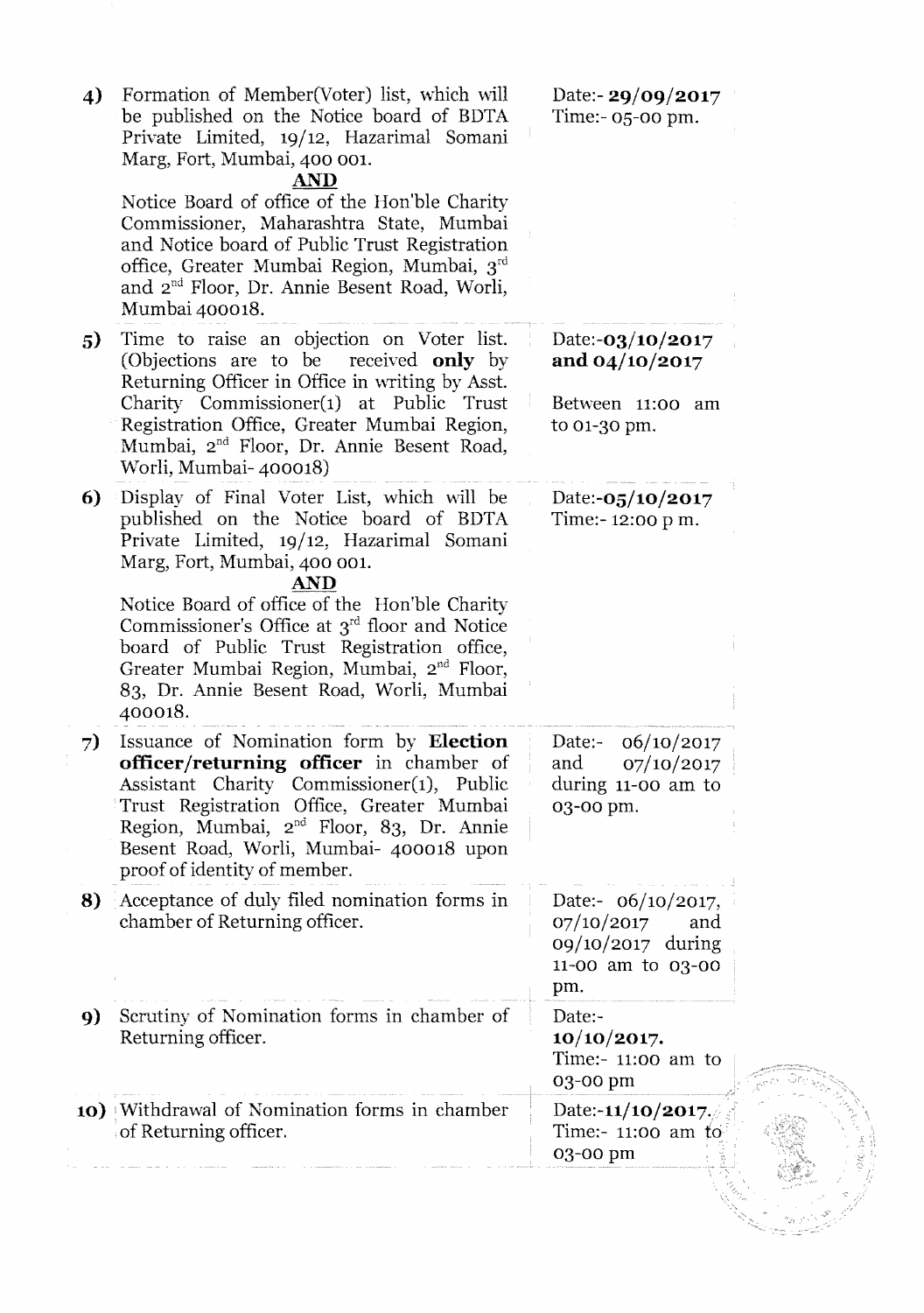| | | |
|---|---|---|
| 4) | Formation of Member(Voter) list, which will be published on the Notice board of BDTA Private Limited, 19/12, Hazarimal Somani Marg, Fort, Mumbai, 400 001.<br>**AND**<br>Notice Board of office of the Hon'ble Charity Commissioner, Maharashtra State, Mumbai and Notice board of Public Trust Registration office, Greater Mumbai Region, Mumbai, 3rd and 2nd Floor, Dr. Annie Besent Road, Worli, Mumbai 400018. | Date:- **29/09/2017**<br>Time:- 05-00 pm. |
| 5) | Time to raise an objection on Voter list. (Objections are to be received **only** by Returning Officer in Office in writing by Asst. Charity Commissioner(1) at Public Trust Registration Office, Greater Mumbai Region, Mumbai, 2nd Floor, Dr. Annie Besent Road, Worli, Mumbai- 400018) | Date:-**03/10/2017 and 04/10/2017**<br>Between 11:00 am to 01-30 pm. |
| 6) | Display of Final Voter List, which will be published on the Notice board of BDTA Private Limited, 19/12, Hazarimal Somani Marg, Fort, Mumbai, 400 001.<br>**AND**<br>Notice Board of office of the Hon'ble Charity Commissioner's Office at 3rd floor and Notice board of Public Trust Registration office, Greater Mumbai Region, Mumbai, 2nd Floor, 83, Dr. Annie Besent Road, Worli, Mumbai 400018. | Date:-**05/10/2017**<br>Time:- 12:00 p m. |
| 7) | Issuance of Nomination form by **Election officer/returning officer** in chamber of Assistant Charity Commissioner(1), Public Trust Registration Office, Greater Mumbai Region, Mumbai, 2nd Floor, 83, Dr. Annie Besent Road, Worli, Mumbai- 400018 upon proof of identity of member. | Date:- 06/10/2017 and 07/10/2017 during 11-00 am to 03-00 pm. |
| 8) | Acceptance of duly filed nomination forms in chamber of Returning officer. | Date:- 06/10/2017, 07/10/2017 and 09/10/2017 during 11-00 am to 03-00 pm. |
| 9) | Scrutiny of Nomination forms in chamber of Returning officer. | Date:- **10/10/2017.**<br>Time:- 11:00 am to 03-00 pm |
| 10) | Withdrawal of Nomination forms in chamber of Returning officer. | Date:-**11/10/2017.**<br>Time:- 11:00 am to 03-00 pm |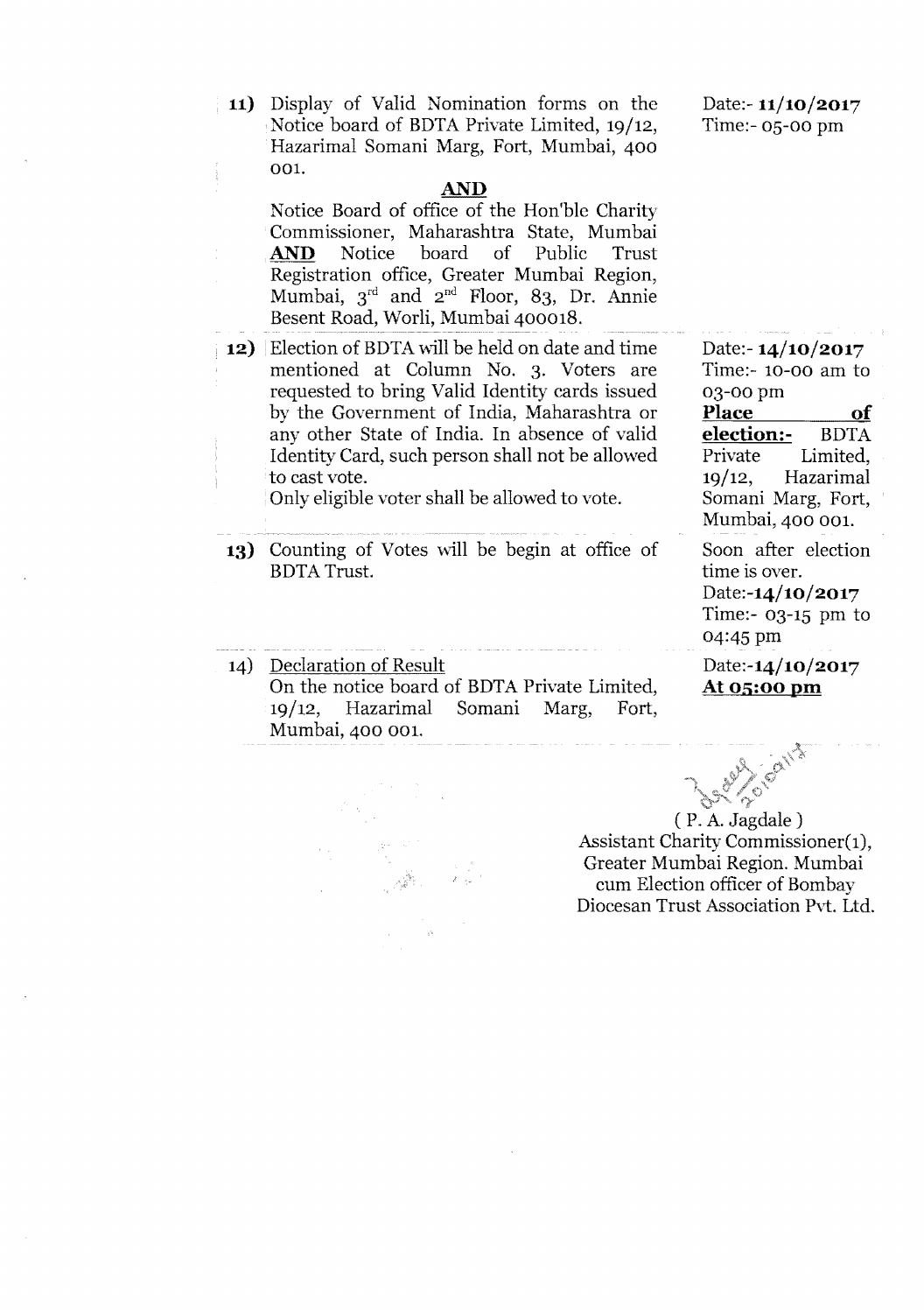| | | |
|---|---|---|
| **11)** | Display of Valid Nomination forms on the Notice board of BDTA Private Limited, 19/12, Hazarimal Somani Marg, Fort, Mumbai, 400 001. <br><br> **AND** <br><br> Notice Board of office of the Hon'ble Charity Commissioner, Maharashtra State, Mumbai **AND** Notice board of Public Trust Registration office, Greater Mumbai Region, Mumbai, 3rd and 2nd Floor, 83, Dr. Annie Besent Road, Worli, Mumbai 400018. | Date:- **11/10/2017** <br> Time:- 05-00 pm |
| **12)** | Election of BDTA will be held on date and time mentioned at Column No. 3. Voters are requested to bring Valid Identity cards issued by the Government of India, Maharashtra or any other State of India. In absence of valid Identity Card, such person shall not be allowed to cast vote. <br> Only eligible voter shall be allowed to vote. | Date:- **14/10/2017** <br> Time:- 10-00 am to 03-00 pm <br> **Place of election:-** BDTA Private Limited, 19/12, Hazarimal Somani Marg, Fort, Mumbai, 400 001. |
| **13)** | Counting of Votes will be begin at office of BDTA Trust. | Soon after election time is over. <br> Date:-**14/10/2017** <br> Time:- 03-15 pm to 04:45 pm |
| 14) | Declaration of Result <br> On the notice board of BDTA Private Limited, 19/12, Hazarimal Somani Marg, Fort, Mumbai, 400 001. | Date:-**14/10/2017** <br> **At 05:00 pm** |

( P. A. Jagdale )
Assistant Charity Commissioner(1),
Greater Mumbai Region. Mumbai
cum Election officer of Bombay
Diocesan Trust Association Pvt. Ltd.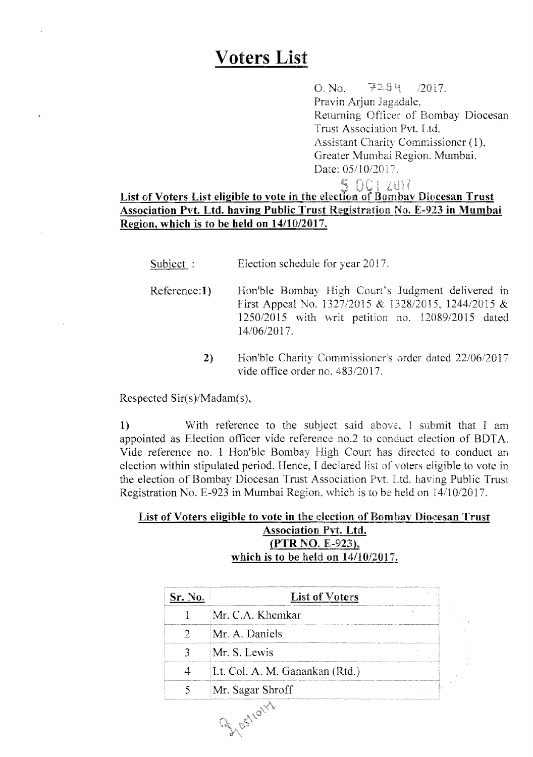# Voters List

O. No. 7284 /2017.
Pravin Arjun Jagadale,
Returning Officer of Bombay Diocesan Trust Association Pvt. Ltd.
Assistant Charity Commissioner (1),
Greater Mumbai Region. Mumbai.
Date: 05/10/2017.

5 OCT 2017

**List of Voters List eligible to vote in the election of Bombay Diocesan Trust Association Pvt. Ltd. having Public Trust Registration No. E-923 in Mumbai Region, which is to be held on 14/10/2017.**

Subject : Election schedule for year 2017.

Reference:**1)** Hon'ble Bombay High Court's Judgment delivered in First Appeal No. 1327/2015 & 1328/2015, 1244/2015 & 1250/2015 with writ petition no. 12089/2015 dated 14/06/2017.

**2)** Hon'ble Charity Commissioner's order dated 22/06/2017 vide office order no. 483/2017.

Respected Sir(s)/Madam(s),

1) With reference to the subject said above, I submit that I am appointed as Election officer vide reference no.2 to conduct election of BDTA. Vide reference no. 1 Hon'ble Bombay High Court has directed to conduct an election within stipulated period. Hence, I declared list of voters eligible to vote in the election of Bombay Diocesan Trust Association Pvt. Ltd. having Public Trust Registration No. E-923 in Mumbai Region, which is to be held on 14/10/2017.

**List of Voters eligible to vote in the election of Bombay Diocesan Trust Association Pvt. Ltd. (PTR NO. E-923), which is to be held on 14/10/2017.**

| Sr. No. | List of Voters |
|---|---|
| 1 | Mr. C.A. Khemkar |
| 2 | Mr. A. Daniels |
| 3 | Mr. S. Lewis |
| 4 | Lt. Col. A. M. Ganankan (Rtd.) |
| 5 | Mr. Sagar Shroff |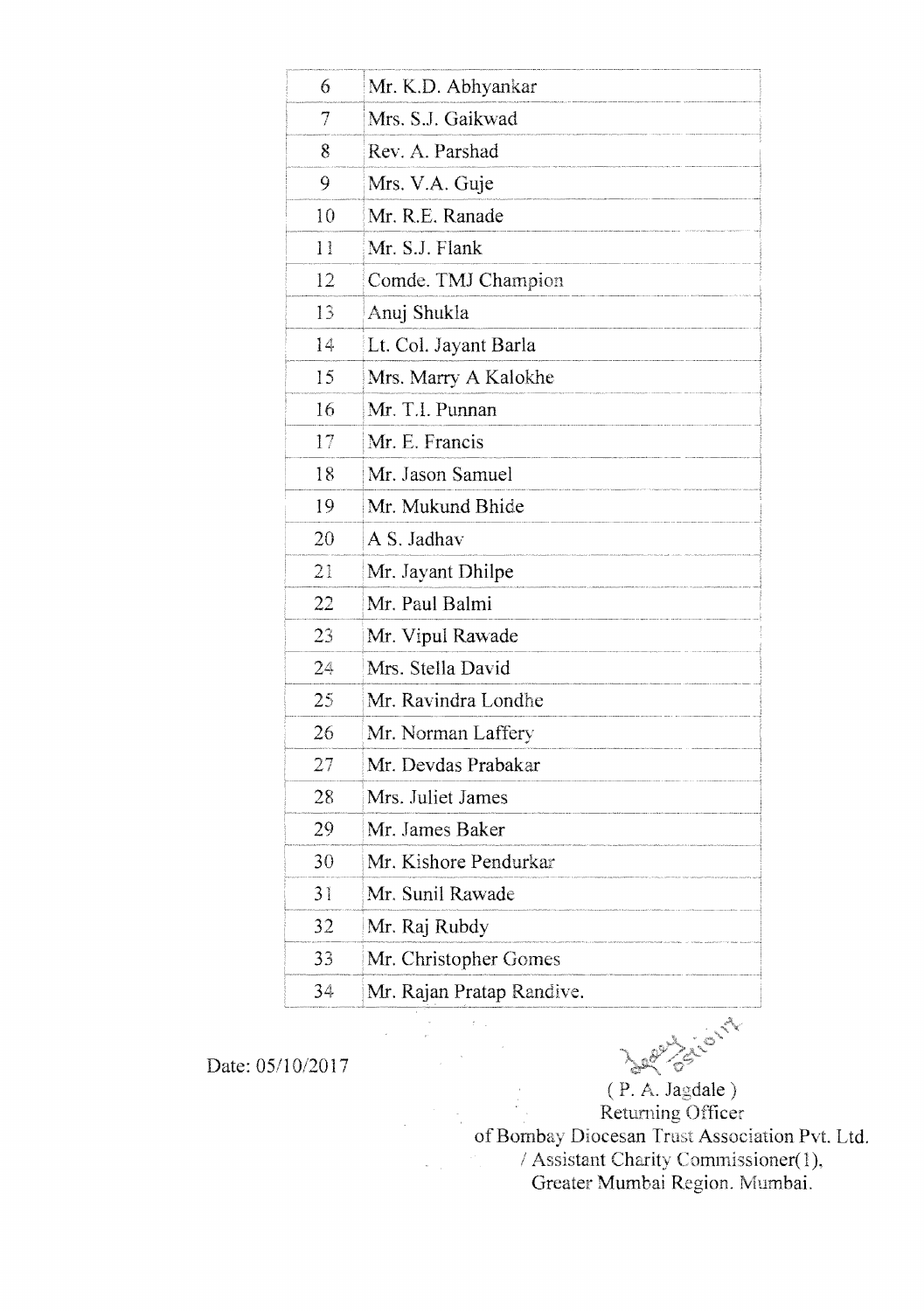| | |
|---|---|
| 6 | Mr. K.D. Abhyankar |
| 7 | Mrs. S.J. Gaikwad |
| 8 | Rev. A. Parshad |
| 9 | Mrs. V.A. Guje |
| 10 | Mr. R.E. Ranade |
| 11 | Mr. S.J. Flank |
| 12 | Comde. TMJ Champion |
| 13 | Anuj Shukla |
| 14 | Lt. Col. Jayant Barla |
| 15 | Mrs. Marry A Kalokhe |
| 16 | Mr. T.I. Punnan |
| 17 | Mr. E. Francis |
| 18 | Mr. Jason Samuel |
| 19 | Mr. Mukund Bhide |
| 20 | A S. Jadhav |
| 21 | Mr. Jayant Dhilpe |
| 22 | Mr. Paul Balmi |
| 23 | Mr. Vipul Rawade |
| 24 | Mrs. Stella David |
| 25 | Mr. Ravindra Londhe |
| 26 | Mr. Norman Laffery |
| 27 | Mr. Devdas Prabakar |
| 28 | Mrs. Juliet James |
| 29 | Mr. James Baker |
| 30 | Mr. Kishore Pendurkar |
| 31 | Mr. Sunil Rawade |
| 32 | Mr. Raj Rubdy |
| 33 | Mr. Christopher Gomes |
| 34 | Mr. Rajan Pratap Randive. |

Date: 05/10/2017

( P. A. Jagdale )
Returning Officer
of Bombay Diocesan Trust Association Pvt. Ltd.
/ Assistant Charity Commissioner(1),
Greater Mumbai Region. Mumbai.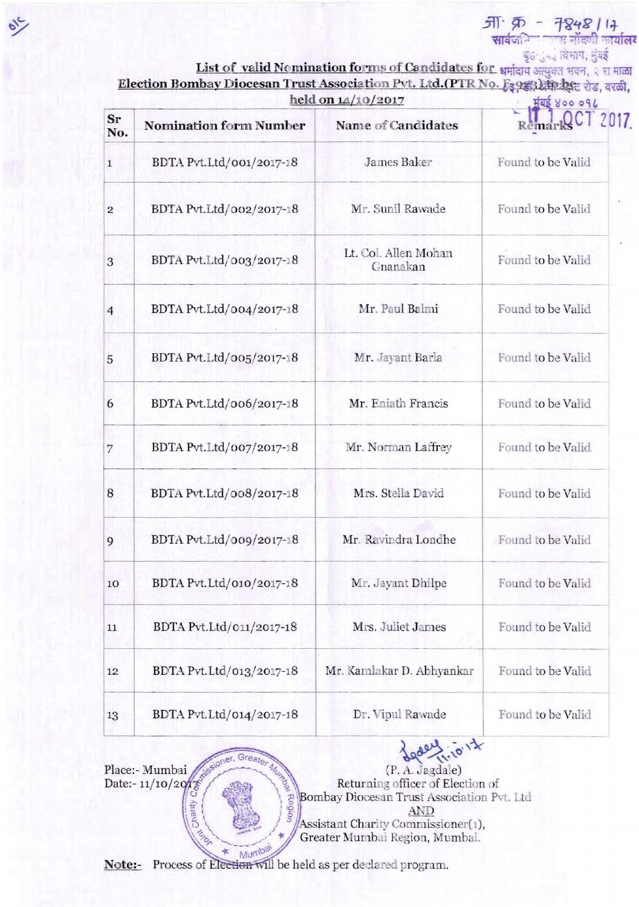जा. क्र - 7848/17

## List of valid Nomination forms of Candidates for Election Bombay Diocesan Trust Association Pvt. Ltd.(PTR No. F-93) to be held on 14/10/2017

11 OCT 2017

| Sr No. | Nomination form Number | Name of Candidates | Remarks |
|---|---|---|---|
| 1 | BDTA Pvt.Ltd/001/2017-18 | James Baker | Found to be Valid |
| 2 | BDTA Pvt.Ltd/002/2017-18 | Mr. Sunil Rawade | Found to be Valid |
| 3 | BDTA Pvt.Ltd/003/2017-18 | Lt. Col. Allen Mohan Gnanakan | Found to be Valid |
| 4 | BDTA Pvt.Ltd/004/2017-18 | Mr. Paul Balmi | Found to be Valid |
| 5 | BDTA Pvt.Ltd/005/2017-18 | Mr. Jayant Barla | Found to be Valid |
| 6 | BDTA Pvt.Ltd/006/2017-18 | Mr. Eniath Francis | Found to be Valid |
| 7 | BDTA Pvt.Ltd/007/2017-18 | Mr. Norman Laffrey | Found to be Valid |
| 8 | BDTA Pvt.Ltd/008/2017-18 | Mrs. Stella David | Found to be Valid |
| 9 | BDTA Pvt.Ltd/009/2017-18 | Mr. Ravindra Londhe | Found to be Valid |
| 10 | BDTA Pvt.Ltd/010/2017-18 | Mr. Jayant Dhilpe | Found to be Valid |
| 11 | BDTA Pvt.Ltd/011/2017-18 | Mrs. Juliet James | Found to be Valid |
| 12 | BDTA Pvt.Ltd/013/2017-18 | Mr. Kamlakar D. Abhyankar | Found to be Valid |
| 13 | BDTA Pvt.Ltd/014/2017-18 | Dr. Vipul Rawade | Found to be Valid |

Place:- Mumbai
Date:- 11/10/2017

11.10.17

(P. A. Jagdale)
Returning officer of Election of
Bombay Diocesan Trust Association Pvt. Ltd
AND
Assistant Charity Commissioner(1),
Greater Mumbai Region, Mumbai.

**Note:-** Process of Election will be held as per declared program.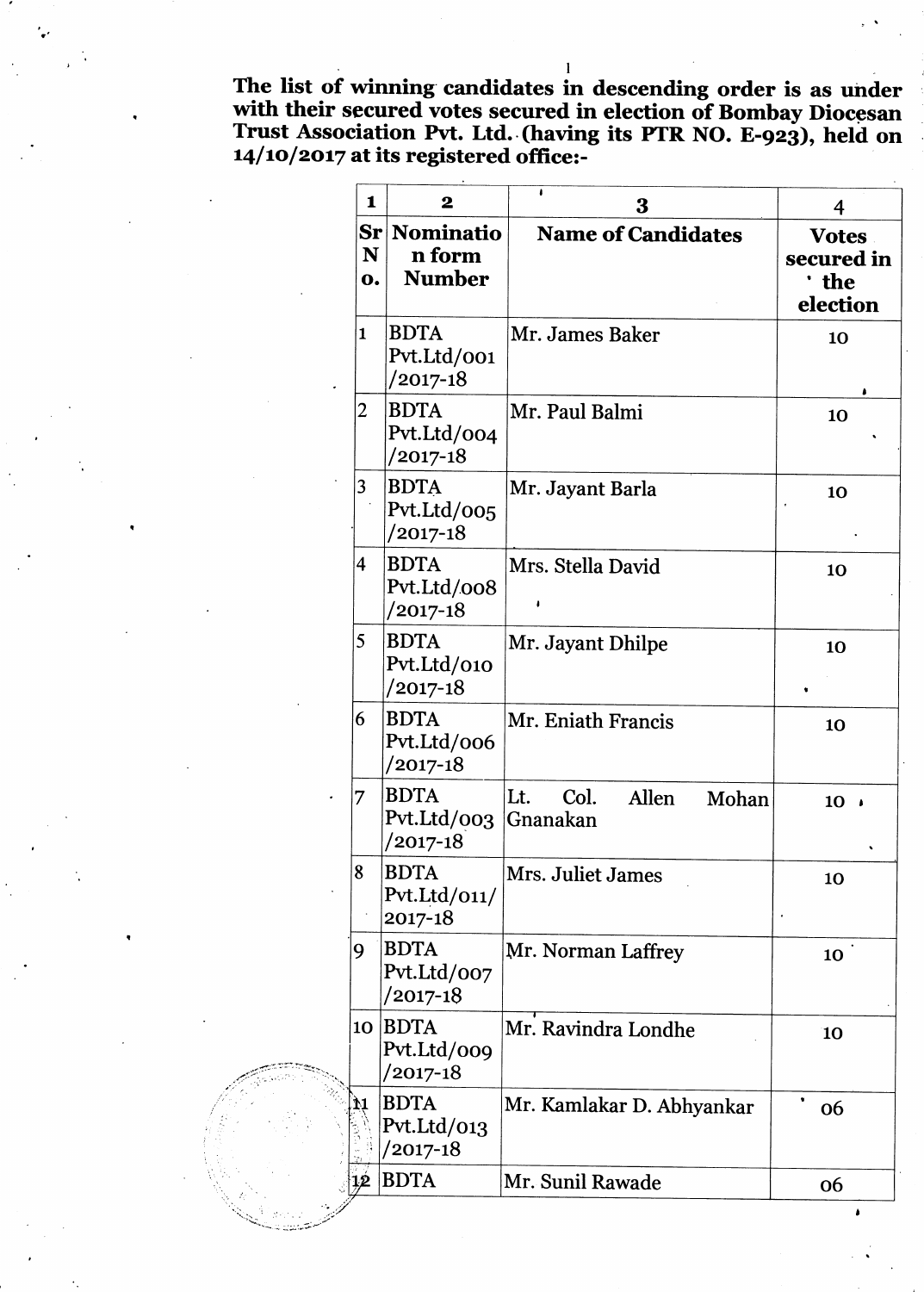**The list of winning candidates in descending order is as under with their secured votes secured in election of Bombay Diocesan Trust Association Pvt. Ltd. (having its PTR NO. E-923), held on 14/10/2017 at its registered office:-**

| 1 | 2 | 3 | 4 |
|---|---|---|---|
| **Sr No.** | **Nomination form Number** | **Name of Candidates** | **Votes secured in the election** |
| 1 | BDTA Pvt.Ltd/001 /2017-18 | Mr. James Baker | 10 |
| 2 | BDTA Pvt.Ltd/004 /2017-18 | Mr. Paul Balmi | 10 |
| 3 | BDTA Pvt.Ltd/005 /2017-18 | Mr. Jayant Barla | 10 |
| 4 | BDTA Pvt.Ltd/008 /2017-18 | Mrs. Stella David | 10 |
| 5 | BDTA Pvt.Ltd/010 /2017-18 | Mr. Jayant Dhilpe | 10 |
| 6 | BDTA Pvt.Ltd/006 /2017-18 | Mr. Eniath Francis | 10 |
| 7 | BDTA Pvt.Ltd/003 /2017-18 | Lt. Col. Allen Mohan Gnanakan | 10 |
| 8 | BDTA Pvt.Ltd/011/ 2017-18 | Mrs. Juliet James | 10 |
| 9 | BDTA Pvt.Ltd/007 /2017-18 | Mr. Norman Laffrey | 10 |
| 10 | BDTA Pvt.Ltd/009 /2017-18 | Mr. Ravindra Londhe | 10 |
| 11 | BDTA Pvt.Ltd/013 /2017-18 | Mr. Kamlakar D. Abhyankar | 06 |
| 12 | BDTA | Mr. Sunil Rawade | 06 |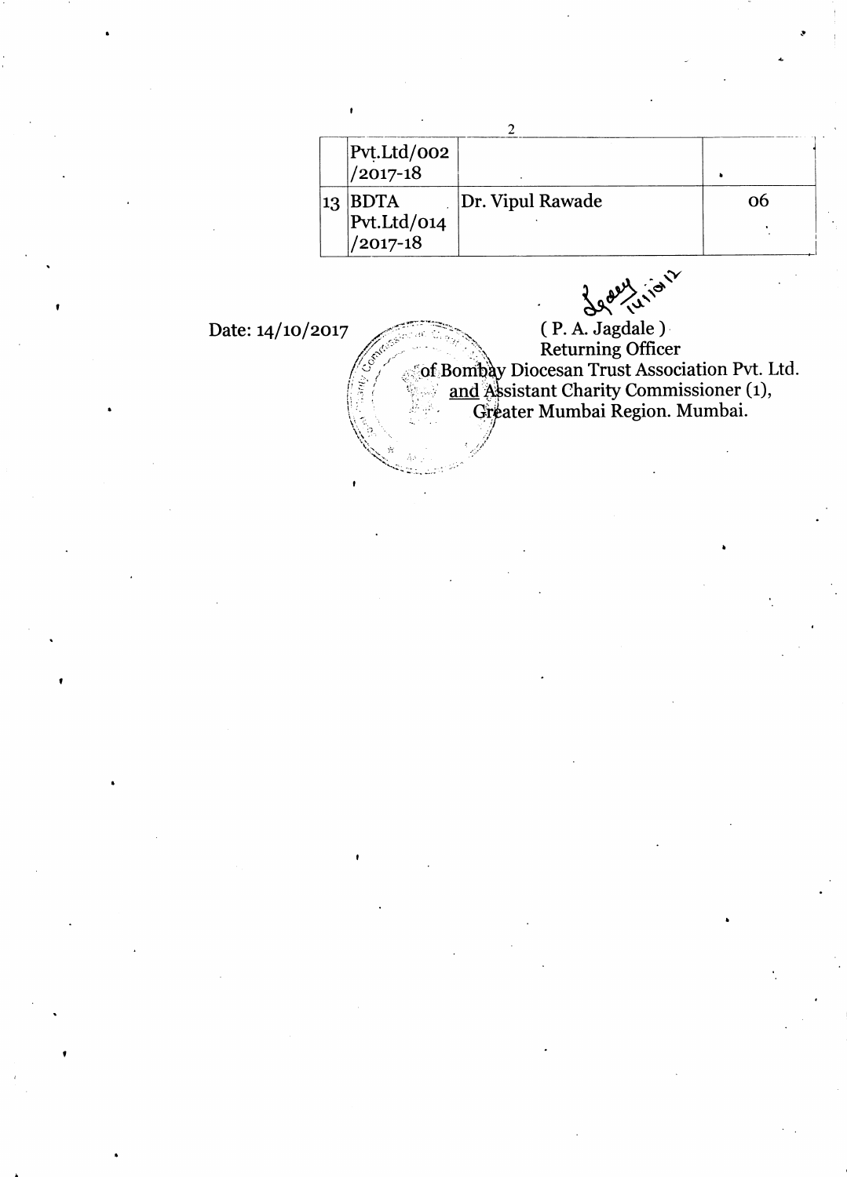| | | | |
|---|---|---|---|
| | Pvt.Ltd/002 /2017-18 | | |
| 13 | BDTA Pvt.Ltd/014 /2017-18 | Dr. Vipul Rawade | 06 |

Date: 14/10/2017

( P. A. Jagdale )
Returning Officer
of Bombay Diocesan Trust Association Pvt. Ltd.
and Assistant Charity Commissioner (1),
Greater Mumbai Region. Mumbai.